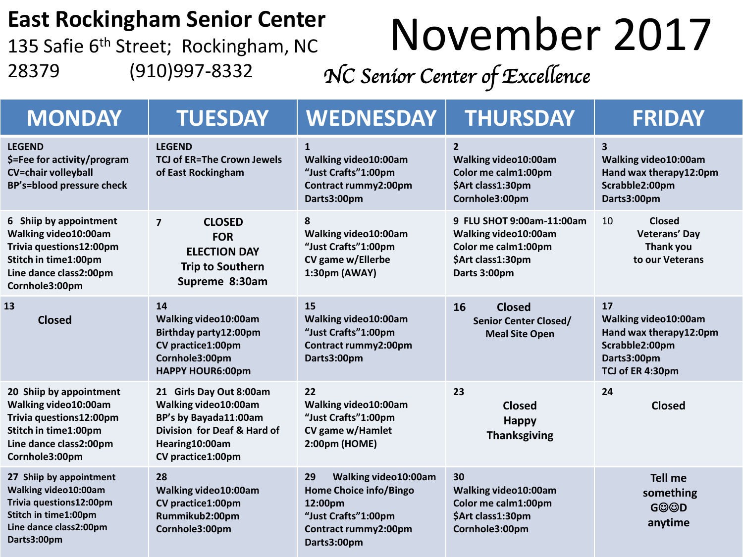# East Rockingham Senior Center

135 Safie 6th Street; Rockingham, NC 28379 (910)997-8332

# November 2017

*NC Senior Center of Excellence*

| MONDAY | TUESDAY | WEDNESDAY | THURSDAY | FRIDAY |
|---|---|---|---|---|
| LEGEND<br>$=Fee for activity/program<br>CV=chair volleyball<br>BP's=blood pressure check | LEGEND<br>TCJ of ER=The Crown Jewels of East Rockingham | 1<br>Walking video10:00am<br>"Just Crafts"1:00pm<br>Contract rummy2:00pm<br>Darts3:00pm | 2<br>Walking video10:00am<br>Color me calm1:00pm<br>$Art class1:30pm<br>Cornhole3:00pm | 3<br>Walking video10:00am<br>Hand wax therapy12:0pm<br>Scrabble2:00pm<br>Darts3:00pm |
| 6 Shiip by appointment<br>Walking video10:00am<br>Trivia questions12:00pm<br>Stitch in time1:00pm<br>Line dance class2:00pm<br>Cornhole3:00pm | 7 CLOSED FOR ELECTION DAY<br>Trip to Southern Supreme 8:30am | 8<br>Walking video10:00am<br>"Just Crafts"1:00pm<br>CV game w/Ellerbe 1:30pm (AWAY) | 9 FLU SHOT 9:00am-11:00am<br>Walking video10:00am<br>Color me calm1:00pm<br>$Art class1:30pm<br>Darts 3:00pm | 10 Closed<br>Veterans' Day<br>Thank you to our Veterans |
| 13<br>Closed | 14<br>Walking video10:00am<br>Birthday party12:00pm<br>CV practice1:00pm<br>Cornhole3:00pm<br>HAPPY HOUR6:00pm | 15<br>Walking video10:00am<br>"Just Crafts"1:00pm<br>Contract rummy2:00pm<br>Darts3:00pm | 16 Closed<br>Senior Center Closed/ Meal Site Open | 17<br>Walking video10:00am<br>Hand wax therapy12:0pm<br>Scrabble2:00pm<br>Darts3:00pm<br>TCJ of ER 4:30pm |
| 20 Shiip by appointment<br>Walking video10:00am<br>Trivia questions12:00pm<br>Stitch in time1:00pm<br>Line dance class2:00pm<br>Cornhole3:00pm | 21 Girls Day Out 8:00am<br>Walking video10:00am<br>BP's by Bayada11:00am<br>Division for Deaf & Hard of Hearing10:00am<br>CV practice1:00pm | 22<br>Walking video10:00am<br>"Just Crafts"1:00pm<br>CV game w/Hamlet 2:00pm (HOME) | 23<br>Closed<br>Happy Thanksgiving | 24<br>Closed |
| 27 Shiip by appointment<br>Walking video10:00am<br>Trivia questions12:00pm<br>Stitch in time1:00pm<br>Line dance class2:00pm<br>Darts3:00pm | 28<br>Walking video10:00am<br>CV practice1:00pm<br>Rummikub2:00pm<br>Cornhole3:00pm | 29 Walking video10:00am<br>Home Choice info/Bingo 12:00pm<br>"Just Crafts"1:00pm<br>Contract rummy2:00pm<br>Darts3:00pm | 30<br>Walking video10:00am<br>Color me calm1:00pm<br>$Art class1:30pm<br>Cornhole3:00pm | Tell me something G☺☺D anytime |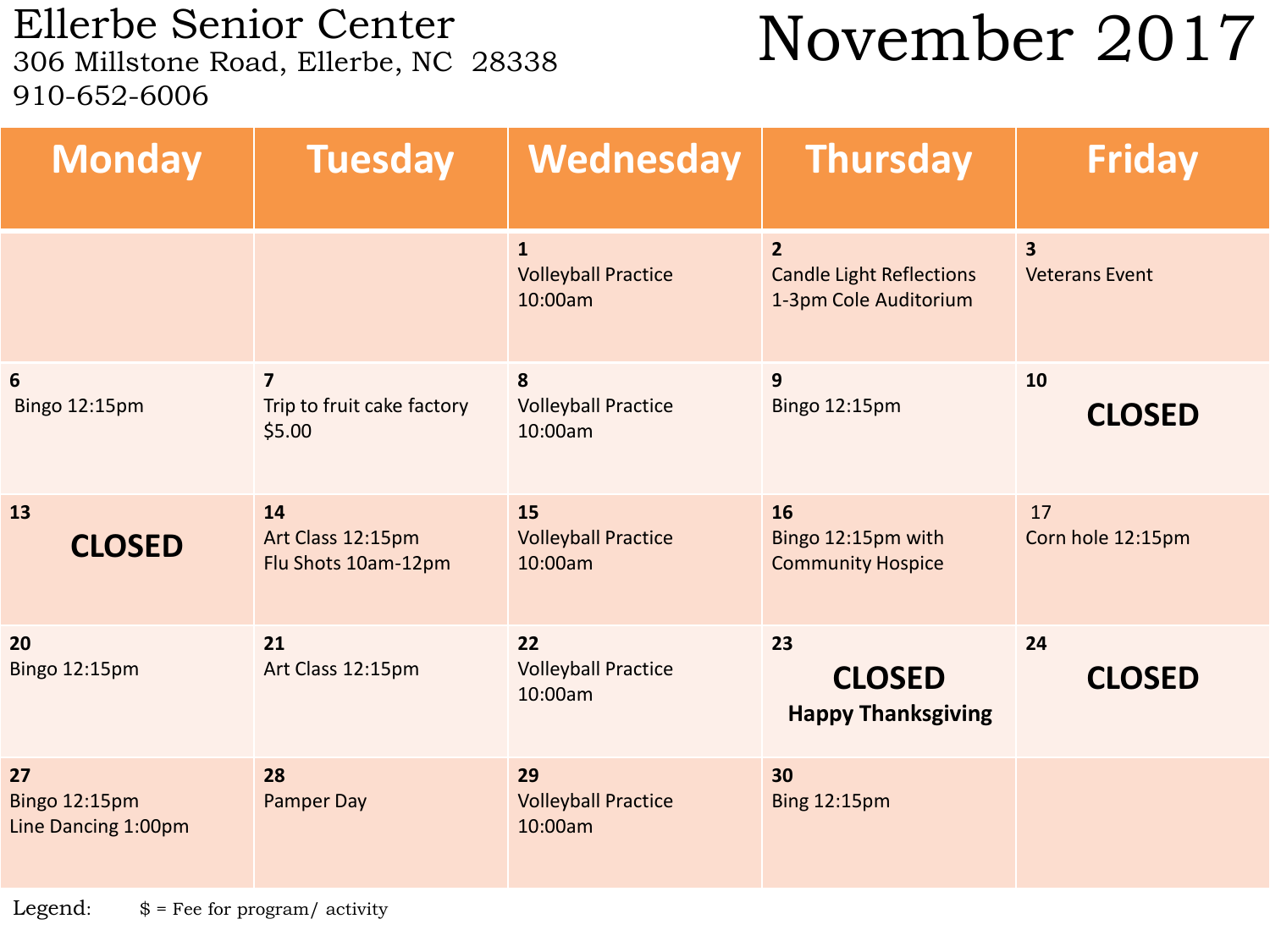# Ellerbe Senior Center

306 Millstone Road, Ellerbe, NC 28338
910-652-6006

# November 2017

| Monday | Tuesday | Wednesday | Thursday | Friday |
|---|---|---|---|---|
| | | **1** Volleyball Practice 10:00am | **2** Candle Light Reflections 1-3pm Cole Auditorium | **3** Veterans Event |
| **6** Bingo 12:15pm | **7** Trip to fruit cake factory $5.00 | **8** Volleyball Practice 10:00am | **9** Bingo 12:15pm | **10** **CLOSED** |
| **13** **CLOSED** | **14** Art Class 12:15pm Flu Shots 10am-12pm | **15** Volleyball Practice 10:00am | **16** Bingo 12:15pm with Community Hospice | 17 Corn hole 12:15pm |
| **20** Bingo 12:15pm | **21** Art Class 12:15pm | **22** Volleyball Practice 10:00am | **23** **CLOSED** **Happy Thanksgiving** | **24** **CLOSED** |
| **27** Bingo 12:15pm Line Dancing 1:00pm | **28** Pamper Day | **29** Volleyball Practice 10:00am | **30** Bing 12:15pm | |

Legend: $ = Fee for program/ activity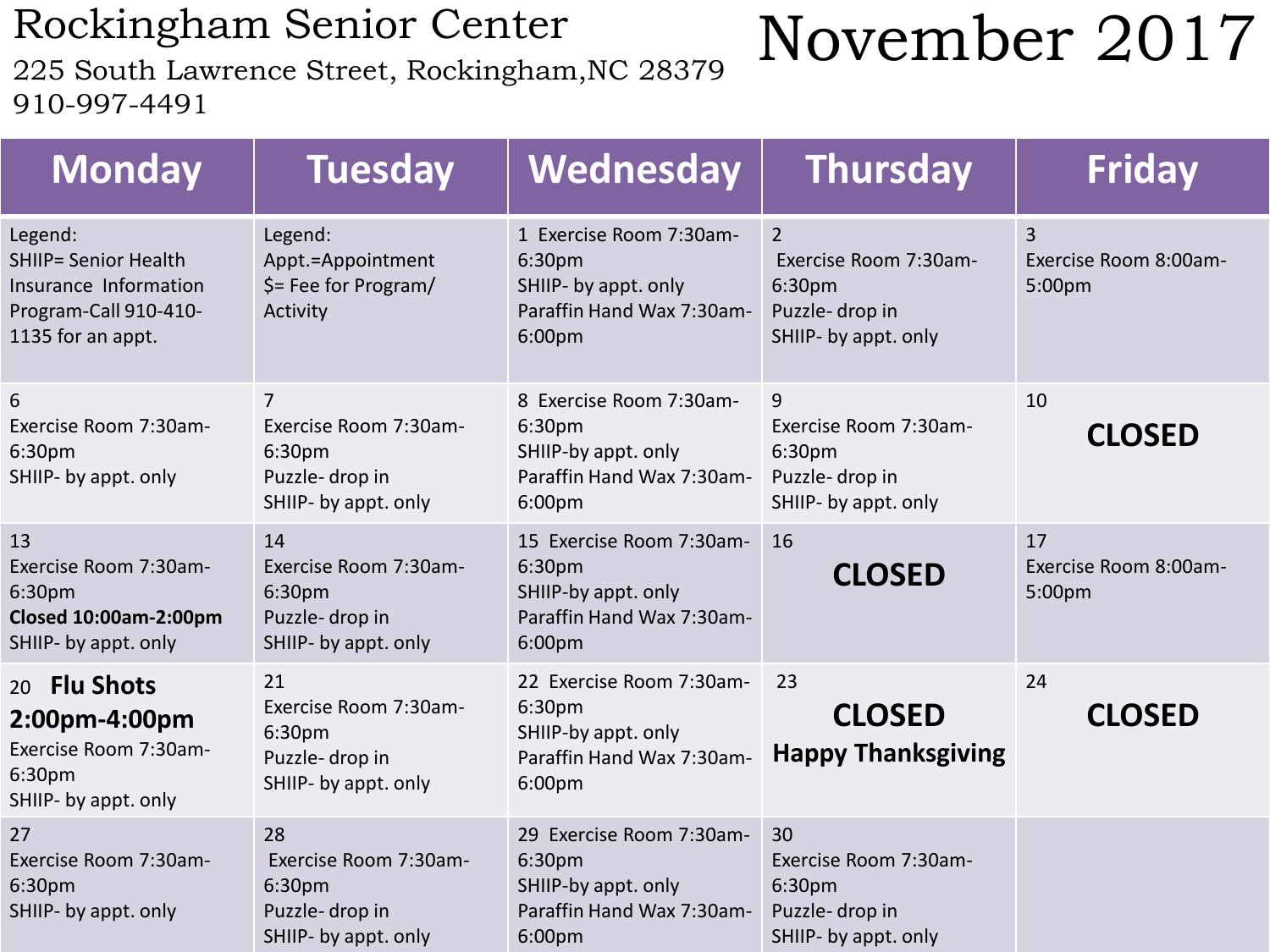# Rockingham Senior Center

225 South Lawrence Street, Rockingham,NC 28379
910-997-4491

# November 2017

| Monday | Tuesday | Wednesday | Thursday | Friday |
|---|---|---|---|---|
| Legend:<br>SHIIP= Senior Health Insurance Information Program-Call 910-410-1135 for an appt. | Legend:<br>Appt.=Appointment<br>$= Fee for Program/ Activity | 1 Exercise Room 7:30am-6:30pm<br>SHIIP- by appt. only<br>Paraffin Hand Wax 7:30am-6:00pm | 2<br>Exercise Room 7:30am-6:30pm<br>Puzzle- drop in<br>SHIIP- by appt. only | 3<br>Exercise Room 8:00am-5:00pm |
| 6<br>Exercise Room 7:30am-6:30pm<br>SHIIP- by appt. only | 7<br>Exercise Room 7:30am-6:30pm<br>Puzzle- drop in<br>SHIIP- by appt. only | 8 Exercise Room 7:30am-6:30pm<br>SHIIP-by appt. only<br>Paraffin Hand Wax 7:30am-6:00pm | 9<br>Exercise Room 7:30am-6:30pm<br>Puzzle- drop in<br>SHIIP- by appt. only | 10<br>**CLOSED** |
| 13<br>Exercise Room 7:30am-6:30pm<br>**Closed 10:00am-2:00pm**<br>SHIIP- by appt. only | 14<br>Exercise Room 7:30am-6:30pm<br>Puzzle- drop in<br>SHIIP- by appt. only | 15 Exercise Room 7:30am-6:30pm<br>SHIIP-by appt. only<br>Paraffin Hand Wax 7:30am-6:00pm | 16<br>**CLOSED** | 17<br>Exercise Room 8:00am-5:00pm |
| 20 **Flu Shots 2:00pm-4:00pm**<br>Exercise Room 7:30am-6:30pm<br>SHIIP- by appt. only | 21<br>Exercise Room 7:30am-6:30pm<br>Puzzle- drop in<br>SHIIP- by appt. only | 22 Exercise Room 7:30am-6:30pm<br>SHIIP-by appt. only<br>Paraffin Hand Wax 7:30am-6:00pm | 23<br>**CLOSED**<br>**Happy Thanksgiving** | 24<br>**CLOSED** |
| 27<br>Exercise Room 7:30am-6:30pm<br>SHIIP- by appt. only | 28<br>Exercise Room 7:30am-6:30pm<br>Puzzle- drop in<br>SHIIP- by appt. only | 29 Exercise Room 7:30am-6:30pm<br>SHIIP-by appt. only<br>Paraffin Hand Wax 7:30am-6:00pm | 30<br>Exercise Room 7:30am-6:30pm<br>Puzzle- drop in<br>SHIIP- by appt. only | |